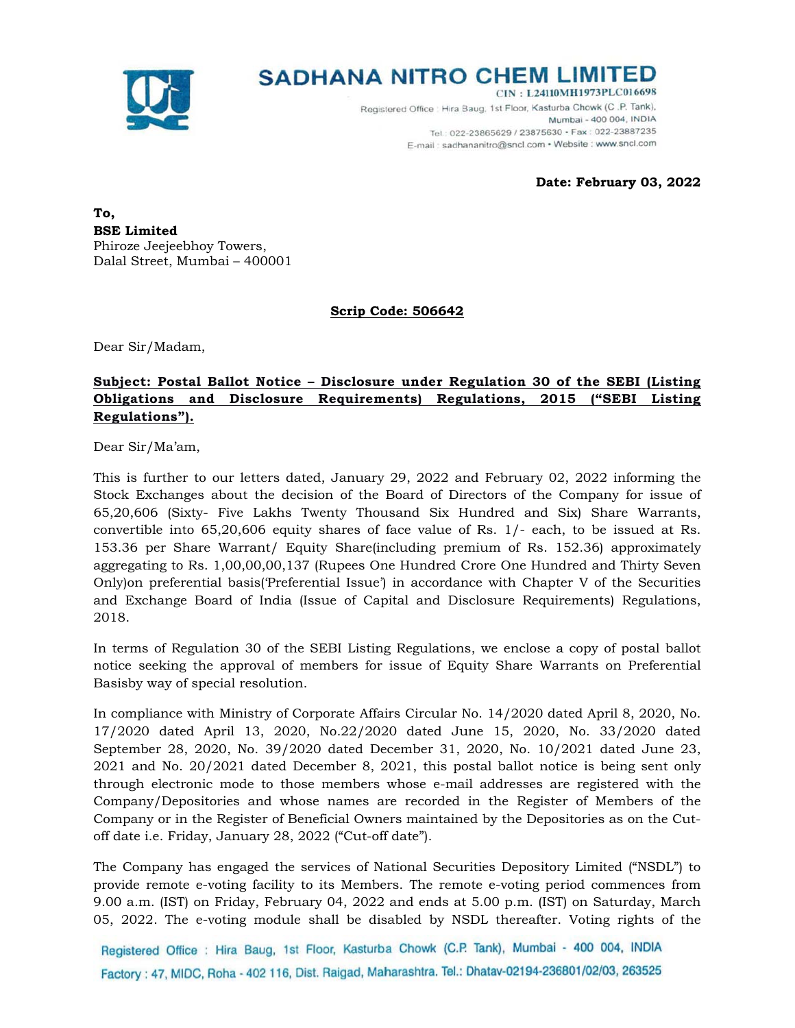# SADHANA NITRO CHEM LIMITED

**CIN : L24110MH1973PLC016698**

Registered Office : Hira Baug, 1st Floor, Kasturba Chowk (C .P. Tank), Mumbai - 400 004, INDIA
Tel.: 022-23865629 / 23875630 • Fax : 022-23887235
E-mail : sadhananitro@sncl.com • Website : www.sncl.com

**Date: February 03, 2022**

**To,**
**BSE Limited**
Phiroze Jeejeebhoy Towers,
Dalal Street, Mumbai – 400001

**Scrip Code: 506642**

Dear Sir/Madam,

**Subject: Postal Ballot Notice – Disclosure under Regulation 30 of the SEBI (Listing Obligations and Disclosure Requirements) Regulations, 2015 ("SEBI Listing Regulations").**

Dear Sir/Ma'am,

This is further to our letters dated, January 29, 2022 and February 02, 2022 informing the Stock Exchanges about the decision of the Board of Directors of the Company for issue of 65,20,606 (Sixty- Five Lakhs Twenty Thousand Six Hundred and Six) Share Warrants, convertible into 65,20,606 equity shares of face value of Rs. 1/- each, to be issued at Rs. 153.36 per Share Warrant/ Equity Share(including premium of Rs. 152.36) approximately aggregating to Rs. 1,00,00,00,137 (Rupees One Hundred Crore One Hundred and Thirty Seven Only)on preferential basis('Preferential Issue') in accordance with Chapter V of the Securities and Exchange Board of India (Issue of Capital and Disclosure Requirements) Regulations, 2018.

In terms of Regulation 30 of the SEBI Listing Regulations, we enclose a copy of postal ballot notice seeking the approval of members for issue of Equity Share Warrants on Preferential Basisby way of special resolution.

In compliance with Ministry of Corporate Affairs Circular No. 14/2020 dated April 8, 2020, No. 17/2020 dated April 13, 2020, No.22/2020 dated June 15, 2020, No. 33/2020 dated September 28, 2020, No. 39/2020 dated December 31, 2020, No. 10/2021 dated June 23, 2021 and No. 20/2021 dated December 8, 2021, this postal ballot notice is being sent only through electronic mode to those members whose e-mail addresses are registered with the Company/Depositories and whose names are recorded in the Register of Members of the Company or in the Register of Beneficial Owners maintained by the Depositories as on the Cut-off date i.e. Friday, January 28, 2022 ("Cut-off date").

The Company has engaged the services of National Securities Depository Limited ("NSDL") to provide remote e-voting facility to its Members. The remote e-voting period commences from 9.00 a.m. (IST) on Friday, February 04, 2022 and ends at 5.00 p.m. (IST) on Saturday, March 05, 2022. The e-voting module shall be disabled by NSDL thereafter. Voting rights of the

Registered Office : Hira Baug, 1st Floor, Kasturba Chowk (C.P. Tank), Mumbai - 400 004, INDIA
Factory : 47, MIDC, Roha - 402 116, Dist. Raigad, Maharashtra. Tel.: Dhatav-02194-236801/02/03, 263525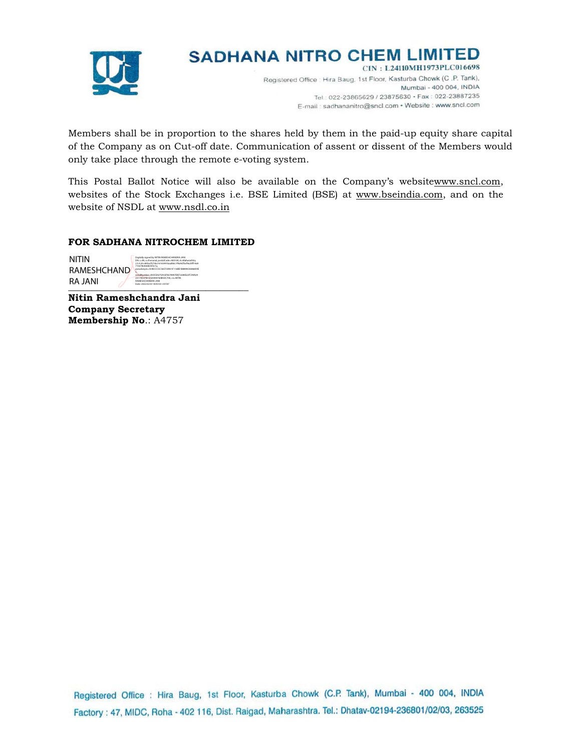Members shall be in proportion to the shares held by them in the paid-up equity share capital of the Company as on Cut-off date. Communication of assent or dissent of the Members would only take place through the remote e-voting system.

This Postal Ballot Notice will also be available on the Company's websitewww.sncl.com, websites of the Stock Exchanges i.e. BSE Limited (BSE) at www.bseindia.com, and on the website of NSDL at www.nsdl.co.in

**FOR SADHANA NITROCHEM LIMITED**

NITIN RAMESHCHANDRA JANI

**Nitin Rameshchandra Jani**
**Company Secretary**
**Membership No**.: A4757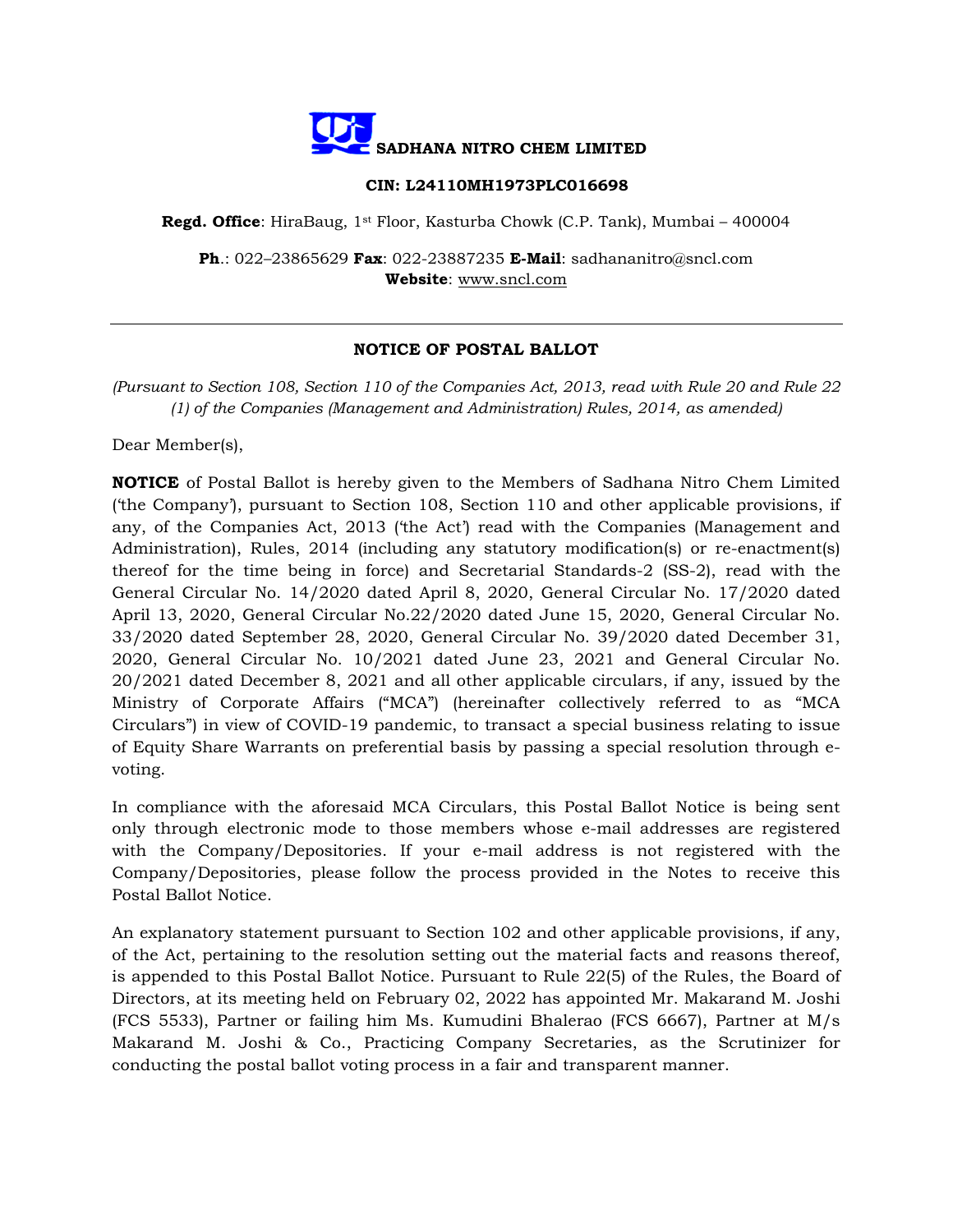**SADHANA NITRO CHEM LIMITED**

**CIN: L24110MH1973PLC016698**

**Regd. Office**: HiraBaug, 1st Floor, Kasturba Chowk (C.P. Tank), Mumbai – 400004

**Ph**.: 022–23865629 **Fax**: 022-23887235 **E-Mail**: sadhananitro@sncl.com
**Website**: www.sncl.com

---

## NOTICE OF POSTAL BALLOT

*(Pursuant to Section 108, Section 110 of the Companies Act, 2013, read with Rule 20 and Rule 22 (1) of the Companies (Management and Administration) Rules, 2014, as amended)*

Dear Member(s),

**NOTICE** of Postal Ballot is hereby given to the Members of Sadhana Nitro Chem Limited ('the Company'), pursuant to Section 108, Section 110 and other applicable provisions, if any, of the Companies Act, 2013 ('the Act') read with the Companies (Management and Administration), Rules, 2014 (including any statutory modification(s) or re-enactment(s) thereof for the time being in force) and Secretarial Standards-2 (SS-2), read with the General Circular No. 14/2020 dated April 8, 2020, General Circular No. 17/2020 dated April 13, 2020, General Circular No.22/2020 dated June 15, 2020, General Circular No. 33/2020 dated September 28, 2020, General Circular No. 39/2020 dated December 31, 2020, General Circular No. 10/2021 dated June 23, 2021 and General Circular No. 20/2021 dated December 8, 2021 and all other applicable circulars, if any, issued by the Ministry of Corporate Affairs ("MCA") (hereinafter collectively referred to as "MCA Circulars") in view of COVID-19 pandemic, to transact a special business relating to issue of Equity Share Warrants on preferential basis by passing a special resolution through e-voting.

In compliance with the aforesaid MCA Circulars, this Postal Ballot Notice is being sent only through electronic mode to those members whose e-mail addresses are registered with the Company/Depositories. If your e-mail address is not registered with the Company/Depositories, please follow the process provided in the Notes to receive this Postal Ballot Notice.

An explanatory statement pursuant to Section 102 and other applicable provisions, if any, of the Act, pertaining to the resolution setting out the material facts and reasons thereof, is appended to this Postal Ballot Notice. Pursuant to Rule 22(5) of the Rules, the Board of Directors, at its meeting held on February 02, 2022 has appointed Mr. Makarand M. Joshi (FCS 5533), Partner or failing him Ms. Kumudini Bhalerao (FCS 6667), Partner at M/s Makarand M. Joshi & Co., Practicing Company Secretaries, as the Scrutinizer for conducting the postal ballot voting process in a fair and transparent manner.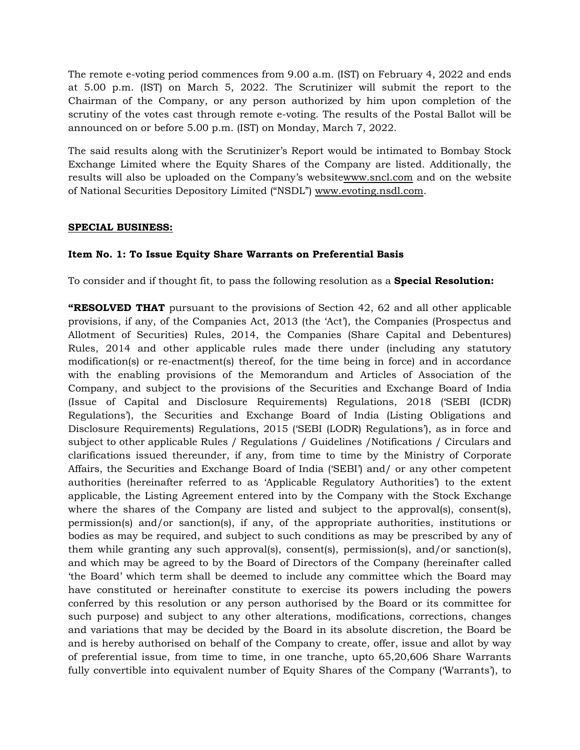The remote e-voting period commences from 9.00 a.m. (IST) on February 4, 2022 and ends at 5.00 p.m. (IST) on March 5, 2022. The Scrutinizer will submit the report to the Chairman of the Company, or any person authorized by him upon completion of the scrutiny of the votes cast through remote e-voting. The results of the Postal Ballot will be announced on or before 5.00 p.m. (IST) on Monday, March 7, 2022.

The said results along with the Scrutinizer's Report would be intimated to Bombay Stock Exchange Limited where the Equity Shares of the Company are listed. Additionally, the results will also be uploaded on the Company's websitewww.sncl.com and on the website of National Securities Depository Limited ("NSDL") www.evoting.nsdl.com.

**SPECIAL BUSINESS:**

**Item No. 1: To Issue Equity Share Warrants on Preferential Basis**

To consider and if thought fit, to pass the following resolution as a **Special Resolution:**

**"RESOLVED THAT** pursuant to the provisions of Section 42, 62 and all other applicable provisions, if any, of the Companies Act, 2013 (the 'Act'), the Companies (Prospectus and Allotment of Securities) Rules, 2014, the Companies (Share Capital and Debentures) Rules, 2014 and other applicable rules made there under (including any statutory modification(s) or re-enactment(s) thereof, for the time being in force) and in accordance with the enabling provisions of the Memorandum and Articles of Association of the Company, and subject to the provisions of the Securities and Exchange Board of India (Issue of Capital and Disclosure Requirements) Regulations, 2018 ('SEBI (ICDR) Regulations'), the Securities and Exchange Board of India (Listing Obligations and Disclosure Requirements) Regulations, 2015 ('SEBI (LODR) Regulations'), as in force and subject to other applicable Rules / Regulations / Guidelines /Notifications / Circulars and clarifications issued thereunder, if any, from time to time by the Ministry of Corporate Affairs, the Securities and Exchange Board of India ('SEBI') and/ or any other competent authorities (hereinafter referred to as 'Applicable Regulatory Authorities') to the extent applicable, the Listing Agreement entered into by the Company with the Stock Exchange where the shares of the Company are listed and subject to the approval(s), consent(s), permission(s) and/or sanction(s), if any, of the appropriate authorities, institutions or bodies as may be required, and subject to such conditions as may be prescribed by any of them while granting any such approval(s), consent(s), permission(s), and/or sanction(s), and which may be agreed to by the Board of Directors of the Company (hereinafter called 'the Board' which term shall be deemed to include any committee which the Board may have constituted or hereinafter constitute to exercise its powers including the powers conferred by this resolution or any person authorised by the Board or its committee for such purpose) and subject to any other alterations, modifications, corrections, changes and variations that may be decided by the Board in its absolute discretion, the Board be and is hereby authorised on behalf of the Company to create, offer, issue and allot by way of preferential issue, from time to time, in one tranche, upto 65,20,606 Share Warrants fully convertible into equivalent number of Equity Shares of the Company ('Warrants'), to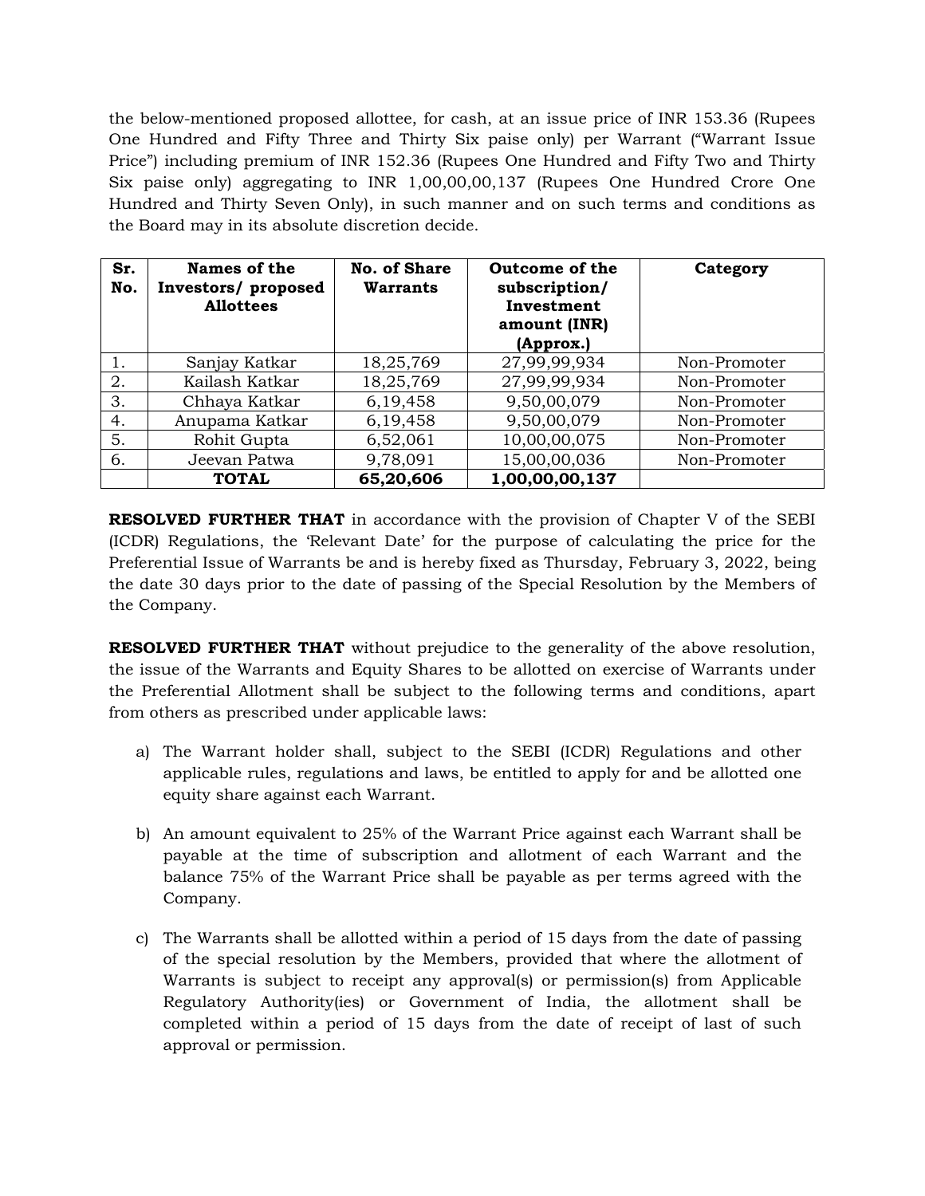the below-mentioned proposed allottee, for cash, at an issue price of INR 153.36 (Rupees One Hundred and Fifty Three and Thirty Six paise only) per Warrant ("Warrant Issue Price") including premium of INR 152.36 (Rupees One Hundred and Fifty Two and Thirty Six paise only) aggregating to INR 1,00,00,00,137 (Rupees One Hundred Crore One Hundred and Thirty Seven Only), in such manner and on such terms and conditions as the Board may in its absolute discretion decide.

| Sr. No. | Names of the Investors/ proposed Allottees | No. of Share Warrants | Outcome of the subscription/ Investment amount (INR) (Approx.) | Category |
|---|---|---|---|---|
| 1. | Sanjay Katkar | 18,25,769 | 27,99,99,934 | Non-Promoter |
| 2. | Kailash Katkar | 18,25,769 | 27,99,99,934 | Non-Promoter |
| 3. | Chhaya Katkar | 6,19,458 | 9,50,00,079 | Non-Promoter |
| 4. | Anupama Katkar | 6,19,458 | 9,50,00,079 | Non-Promoter |
| 5. | Rohit Gupta | 6,52,061 | 10,00,00,075 | Non-Promoter |
| 6. | Jeevan Patwa | 9,78,091 | 15,00,00,036 | Non-Promoter |
| | **TOTAL** | **65,20,606** | **1,00,00,00,137** | |

**RESOLVED FURTHER THAT** in accordance with the provision of Chapter V of the SEBI (ICDR) Regulations, the 'Relevant Date' for the purpose of calculating the price for the Preferential Issue of Warrants be and is hereby fixed as Thursday, February 3, 2022, being the date 30 days prior to the date of passing of the Special Resolution by the Members of the Company.

**RESOLVED FURTHER THAT** without prejudice to the generality of the above resolution, the issue of the Warrants and Equity Shares to be allotted on exercise of Warrants under the Preferential Allotment shall be subject to the following terms and conditions, apart from others as prescribed under applicable laws:

a) The Warrant holder shall, subject to the SEBI (ICDR) Regulations and other applicable rules, regulations and laws, be entitled to apply for and be allotted one equity share against each Warrant.

b) An amount equivalent to 25% of the Warrant Price against each Warrant shall be payable at the time of subscription and allotment of each Warrant and the balance 75% of the Warrant Price shall be payable as per terms agreed with the Company.

c) The Warrants shall be allotted within a period of 15 days from the date of passing of the special resolution by the Members, provided that where the allotment of Warrants is subject to receipt any approval(s) or permission(s) from Applicable Regulatory Authority(ies) or Government of India, the allotment shall be completed within a period of 15 days from the date of receipt of last of such approval or permission.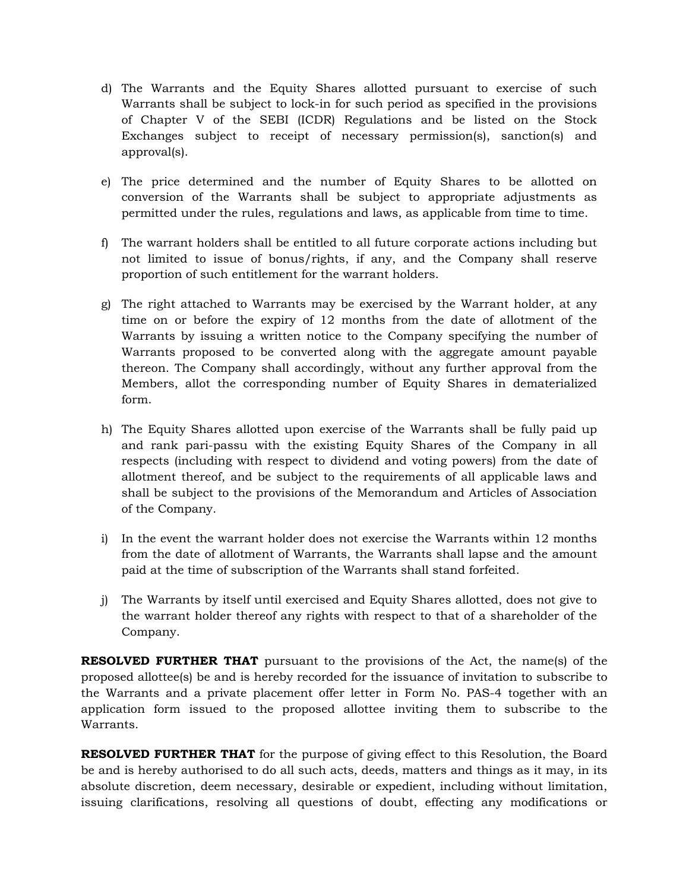d) The Warrants and the Equity Shares allotted pursuant to exercise of such Warrants shall be subject to lock-in for such period as specified in the provisions of Chapter V of the SEBI (ICDR) Regulations and be listed on the Stock Exchanges subject to receipt of necessary permission(s), sanction(s) and approval(s).

e) The price determined and the number of Equity Shares to be allotted on conversion of the Warrants shall be subject to appropriate adjustments as permitted under the rules, regulations and laws, as applicable from time to time.

f) The warrant holders shall be entitled to all future corporate actions including but not limited to issue of bonus/rights, if any, and the Company shall reserve proportion of such entitlement for the warrant holders.

g) The right attached to Warrants may be exercised by the Warrant holder, at any time on or before the expiry of 12 months from the date of allotment of the Warrants by issuing a written notice to the Company specifying the number of Warrants proposed to be converted along with the aggregate amount payable thereon. The Company shall accordingly, without any further approval from the Members, allot the corresponding number of Equity Shares in dematerialized form.

h) The Equity Shares allotted upon exercise of the Warrants shall be fully paid up and rank pari-passu with the existing Equity Shares of the Company in all respects (including with respect to dividend and voting powers) from the date of allotment thereof, and be subject to the requirements of all applicable laws and shall be subject to the provisions of the Memorandum and Articles of Association of the Company.

i) In the event the warrant holder does not exercise the Warrants within 12 months from the date of allotment of Warrants, the Warrants shall lapse and the amount paid at the time of subscription of the Warrants shall stand forfeited.

j) The Warrants by itself until exercised and Equity Shares allotted, does not give to the warrant holder thereof any rights with respect to that of a shareholder of the Company.

**RESOLVED FURTHER THAT** pursuant to the provisions of the Act, the name(s) of the proposed allottee(s) be and is hereby recorded for the issuance of invitation to subscribe to the Warrants and a private placement offer letter in Form No. PAS-4 together with an application form issued to the proposed allottee inviting them to subscribe to the Warrants.

**RESOLVED FURTHER THAT** for the purpose of giving effect to this Resolution, the Board be and is hereby authorised to do all such acts, deeds, matters and things as it may, in its absolute discretion, deem necessary, desirable or expedient, including without limitation, issuing clarifications, resolving all questions of doubt, effecting any modifications or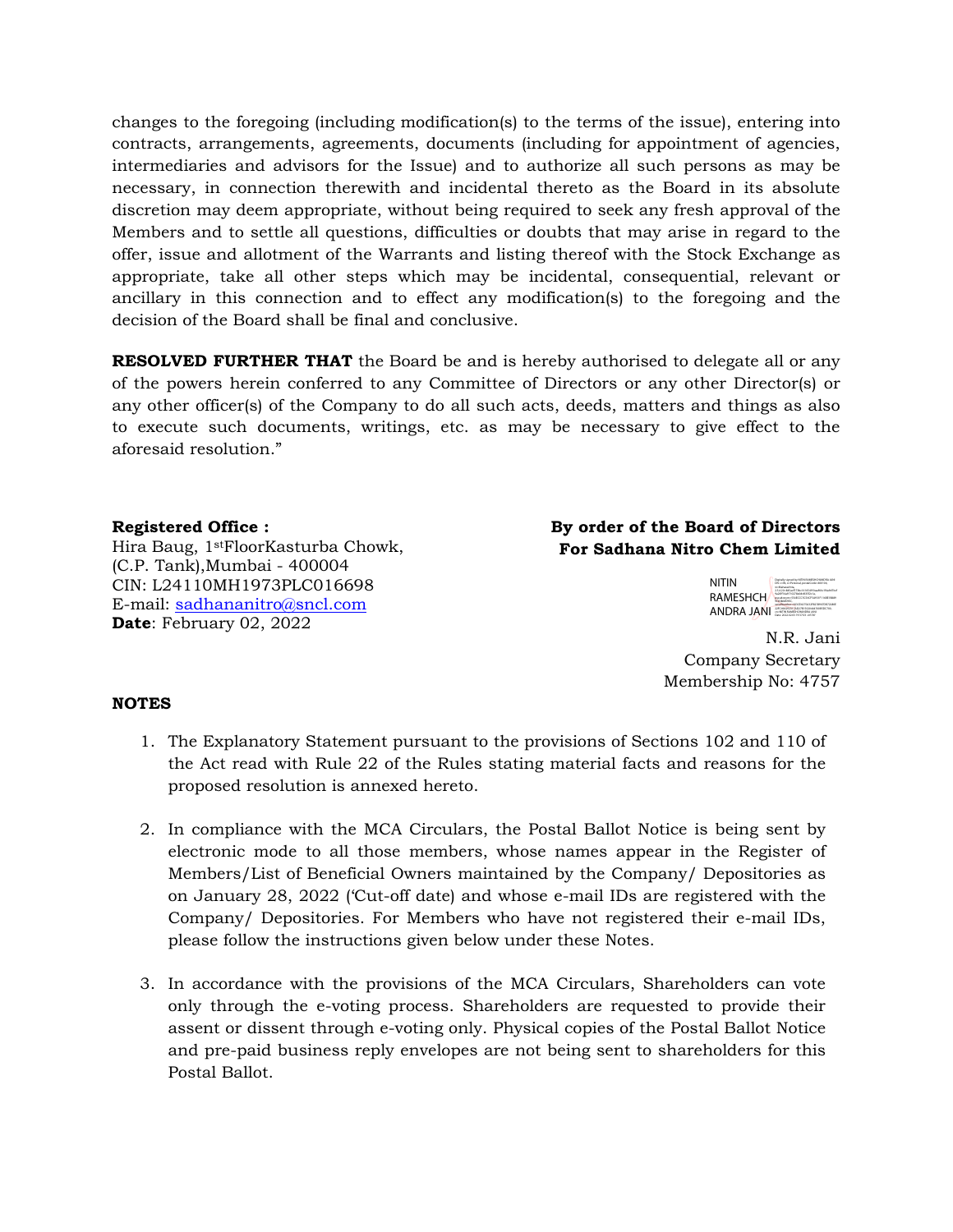changes to the foregoing (including modification(s) to the terms of the issue), entering into contracts, arrangements, agreements, documents (including for appointment of agencies, intermediaries and advisors for the Issue) and to authorize all such persons as may be necessary, in connection therewith and incidental thereto as the Board in its absolute discretion may deem appropriate, without being required to seek any fresh approval of the Members and to settle all questions, difficulties or doubts that may arise in regard to the offer, issue and allotment of the Warrants and listing thereof with the Stock Exchange as appropriate, take all other steps which may be incidental, consequential, relevant or ancillary in this connection and to effect any modification(s) to the foregoing and the decision of the Board shall be final and conclusive.

**RESOLVED FURTHER THAT** the Board be and is hereby authorised to delegate all or any of the powers herein conferred to any Committee of Directors or any other Director(s) or any other officer(s) of the Company to do all such acts, deeds, matters and things as also to execute such documents, writings, etc. as may be necessary to give effect to the aforesaid resolution."

**Registered Office :**
Hira Baug, 1st FloorKasturba Chowk,
(C.P. Tank),Mumbai - 400004
CIN: L24110MH1973PLC016698
E-mail: sadhananitro@sncl.com
**Date**: February 02, 2022

**By order of the Board of Directors**
**For Sadhana Nitro Chem Limited**

NITIN RAMESHCHANDRA JANI

N.R. Jani
Company Secretary
Membership No: 4757

**NOTES**

1. The Explanatory Statement pursuant to the provisions of Sections 102 and 110 of the Act read with Rule 22 of the Rules stating material facts and reasons for the proposed resolution is annexed hereto.

2. In compliance with the MCA Circulars, the Postal Ballot Notice is being sent by electronic mode to all those members, whose names appear in the Register of Members/List of Beneficial Owners maintained by the Company/ Depositories as on January 28, 2022 ('Cut-off date) and whose e-mail IDs are registered with the Company/ Depositories. For Members who have not registered their e-mail IDs, please follow the instructions given below under these Notes.

3. In accordance with the provisions of the MCA Circulars, Shareholders can vote only through the e-voting process. Shareholders are requested to provide their assent or dissent through e-voting only. Physical copies of the Postal Ballot Notice and pre-paid business reply envelopes are not being sent to shareholders for this Postal Ballot.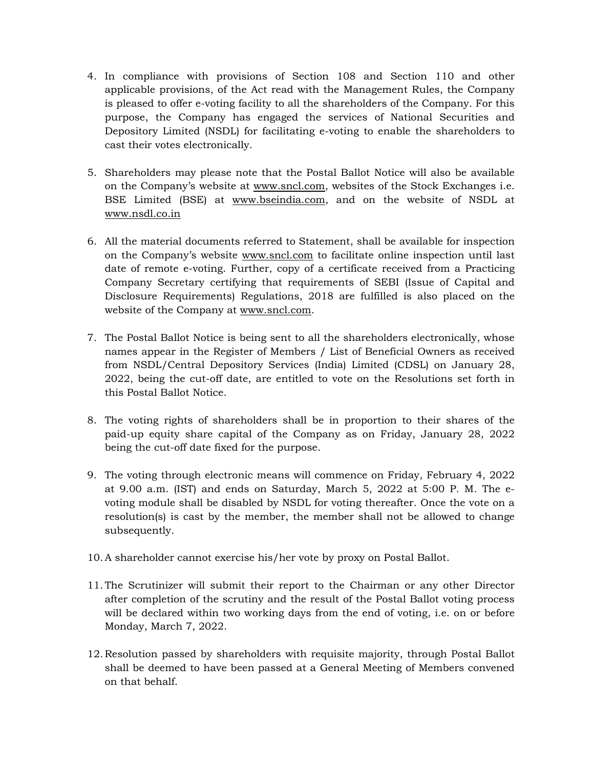4. In compliance with provisions of Section 108 and Section 110 and other applicable provisions, of the Act read with the Management Rules, the Company is pleased to offer e-voting facility to all the shareholders of the Company. For this purpose, the Company has engaged the services of National Securities and Depository Limited (NSDL) for facilitating e-voting to enable the shareholders to cast their votes electronically.

5. Shareholders may please note that the Postal Ballot Notice will also be available on the Company's website at www.sncl.com, websites of the Stock Exchanges i.e. BSE Limited (BSE) at www.bseindia.com, and on the website of NSDL at www.nsdl.co.in

6. All the material documents referred to Statement, shall be available for inspection on the Company's website www.sncl.com to facilitate online inspection until last date of remote e-voting. Further, copy of a certificate received from a Practicing Company Secretary certifying that requirements of SEBI (Issue of Capital and Disclosure Requirements) Regulations, 2018 are fulfilled is also placed on the website of the Company at www.sncl.com.

7. The Postal Ballot Notice is being sent to all the shareholders electronically, whose names appear in the Register of Members / List of Beneficial Owners as received from NSDL/Central Depository Services (India) Limited (CDSL) on January 28, 2022, being the cut-off date, are entitled to vote on the Resolutions set forth in this Postal Ballot Notice.

8. The voting rights of shareholders shall be in proportion to their shares of the paid-up equity share capital of the Company as on Friday, January 28, 2022 being the cut-off date fixed for the purpose.

9. The voting through electronic means will commence on Friday, February 4, 2022 at 9.00 a.m. (IST) and ends on Saturday, March 5, 2022 at 5:00 P. M. The e-voting module shall be disabled by NSDL for voting thereafter. Once the vote on a resolution(s) is cast by the member, the member shall not be allowed to change subsequently.

10. A shareholder cannot exercise his/her vote by proxy on Postal Ballot.

11. The Scrutinizer will submit their report to the Chairman or any other Director after completion of the scrutiny and the result of the Postal Ballot voting process will be declared within two working days from the end of voting, i.e. on or before Monday, March 7, 2022.

12. Resolution passed by shareholders with requisite majority, through Postal Ballot shall be deemed to have been passed at a General Meeting of Members convened on that behalf.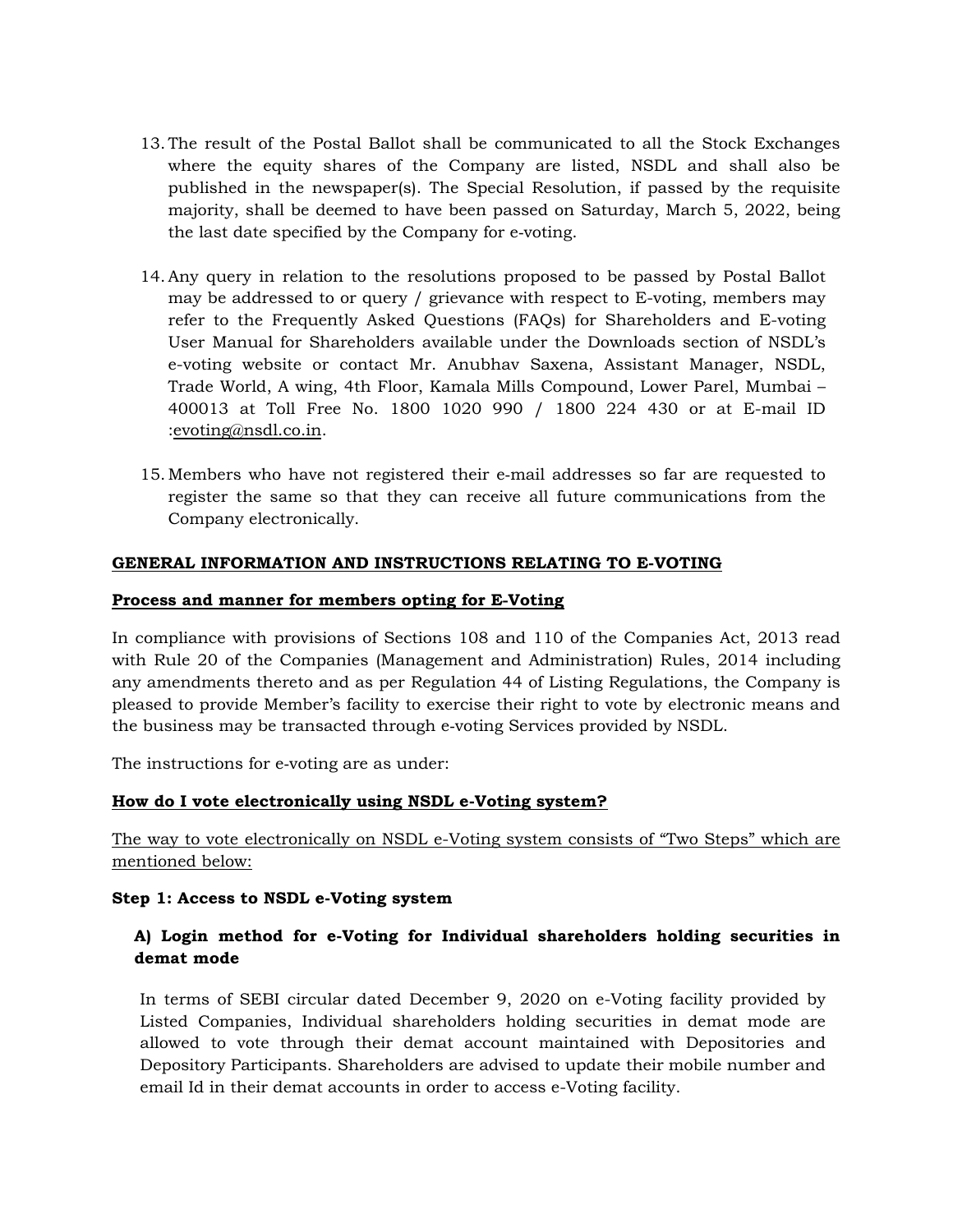13. The result of the Postal Ballot shall be communicated to all the Stock Exchanges where the equity shares of the Company are listed, NSDL and shall also be published in the newspaper(s). The Special Resolution, if passed by the requisite majority, shall be deemed to have been passed on Saturday, March 5, 2022, being the last date specified by the Company for e-voting.

14. Any query in relation to the resolutions proposed to be passed by Postal Ballot may be addressed to or query / grievance with respect to E-voting, members may refer to the Frequently Asked Questions (FAQs) for Shareholders and E-voting User Manual for Shareholders available under the Downloads section of NSDL's e-voting website or contact Mr. Anubhav Saxena, Assistant Manager, NSDL, Trade World, A wing, 4th Floor, Kamala Mills Compound, Lower Parel, Mumbai – 400013 at Toll Free No. 1800 1020 990 / 1800 224 430 or at E-mail ID :evoting@nsdl.co.in.

15. Members who have not registered their e-mail addresses so far are requested to register the same so that they can receive all future communications from the Company electronically.

**GENERAL INFORMATION AND INSTRUCTIONS RELATING TO E-VOTING**

**Process and manner for members opting for E-Voting**

In compliance with provisions of Sections 108 and 110 of the Companies Act, 2013 read with Rule 20 of the Companies (Management and Administration) Rules, 2014 including any amendments thereto and as per Regulation 44 of Listing Regulations, the Company is pleased to provide Member's facility to exercise their right to vote by electronic means and the business may be transacted through e-voting Services provided by NSDL.

The instructions for e-voting are as under:

**How do I vote electronically using NSDL e-Voting system?**

The way to vote electronically on NSDL e-Voting system consists of "Two Steps" which are mentioned below:

**Step 1: Access to NSDL e-Voting system**

**A) Login method for e-Voting for Individual shareholders holding securities in demat mode**

In terms of SEBI circular dated December 9, 2020 on e-Voting facility provided by Listed Companies, Individual shareholders holding securities in demat mode are allowed to vote through their demat account maintained with Depositories and Depository Participants. Shareholders are advised to update their mobile number and email Id in their demat accounts in order to access e-Voting facility.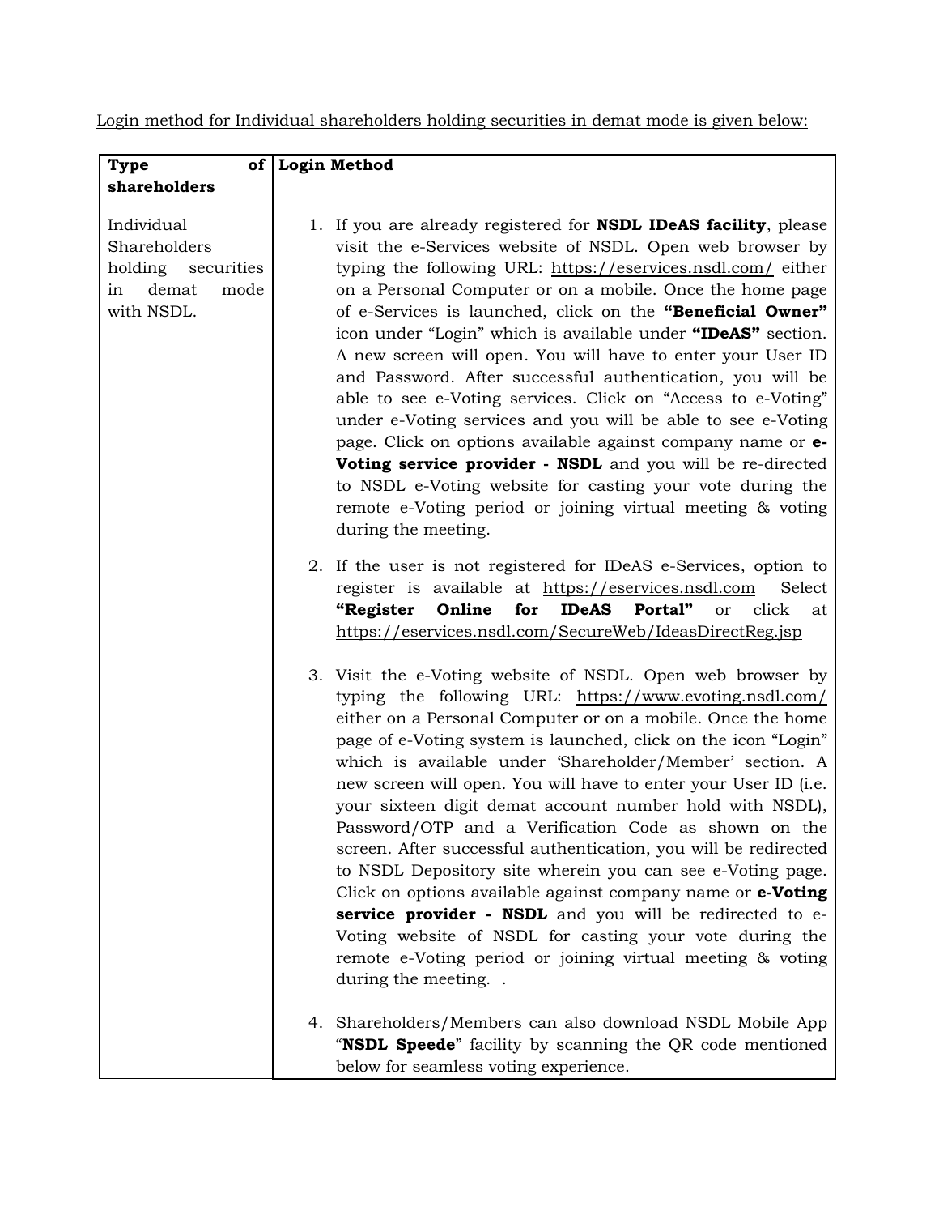<u>Login method for Individual shareholders holding securities in demat mode is given below:</u>

| Type of shareholders | Login Method |
|---|---|
| Individual Shareholders holding securities in demat mode with NSDL. | 1. If you are already registered for **NSDL IDeAS facility**, please visit the e-Services website of NSDL. Open web browser by typing the following URL: https://eservices.nsdl.com/ either on a Personal Computer or on a mobile. Once the home page of e-Services is launched, click on the **"Beneficial Owner"** icon under "Login" which is available under **"IDeAS"** section. A new screen will open. You will have to enter your User ID and Password. After successful authentication, you will be able to see e-Voting services. Click on "Access to e-Voting" under e-Voting services and you will be able to see e-Voting page. Click on options available against company name or **e-Voting service provider - NSDL** and you will be re-directed to NSDL e-Voting website for casting your vote during the remote e-Voting period or joining virtual meeting & voting during the meeting.<br><br>2. If the user is not registered for IDeAS e-Services, option to register is available at https://eservices.nsdl.com Select **"Register Online for IDeAS Portal"** or click at https://eservices.nsdl.com/SecureWeb/IdeasDirectReg.jsp<br><br>3. Visit the e-Voting website of NSDL. Open web browser by typing the following URL: https://www.evoting.nsdl.com/ either on a Personal Computer or on a mobile. Once the home page of e-Voting system is launched, click on the icon "Login" which is available under 'Shareholder/Member' section. A new screen will open. You will have to enter your User ID (i.e. your sixteen digit demat account number hold with NSDL), Password/OTP and a Verification Code as shown on the screen. After successful authentication, you will be redirected to NSDL Depository site wherein you can see e-Voting page. Click on options available against company name or **e-Voting service provider - NSDL** and you will be redirected to e-Voting website of NSDL for casting your vote during the remote e-Voting period or joining virtual meeting & voting during the meeting. .<br><br>4. Shareholders/Members can also download NSDL Mobile App "**NSDL Speede**" facility by scanning the QR code mentioned below for seamless voting experience. |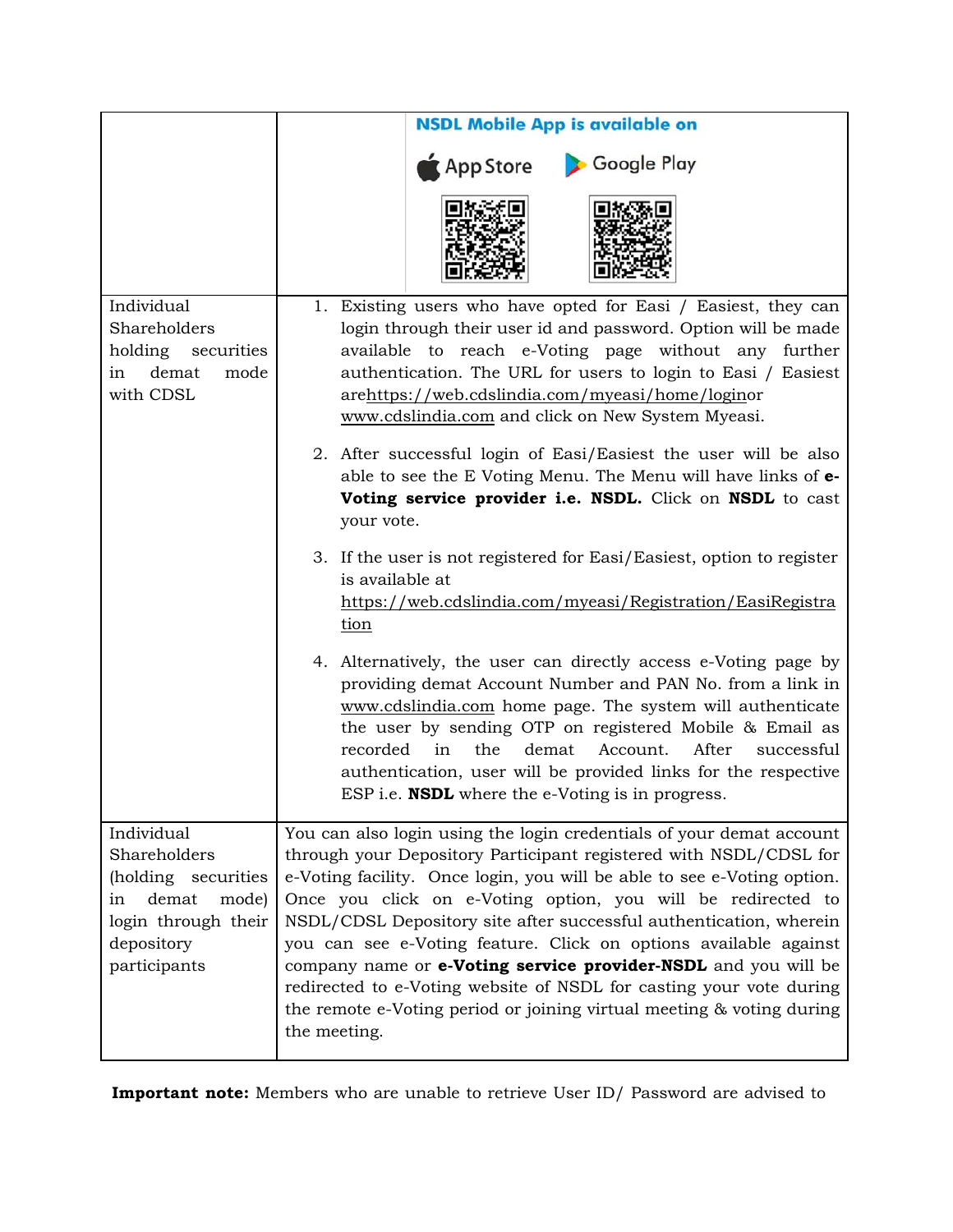| | |
|---|---|
| | NSDL Mobile App is available on<br>App Store Google Play |
| Individual Shareholders holding securities in demat mode with CDSL | 1. Existing users who have opted for Easi / Easiest, they can login through their user id and password. Option will be made available to reach e-Voting page without any further authentication. The URL for users to login to Easi / Easiest arehttps://web.cdslindia.com/myeasi/home/loginor www.cdslindia.com and click on New System Myeasi.<br><br>2. After successful login of Easi/Easiest the user will be also able to see the E Voting Menu. The Menu will have links of **e-Voting service provider i.e. NSDL.** Click on **NSDL** to cast your vote.<br><br>3. If the user is not registered for Easi/Easiest, option to register is available at https://web.cdslindia.com/myeasi/Registration/EasiRegistration<br><br>4. Alternatively, the user can directly access e-Voting page by providing demat Account Number and PAN No. from a link in www.cdslindia.com home page. The system will authenticate the user by sending OTP on registered Mobile & Email as recorded in the demat Account. After successful authentication, user will be provided links for the respective ESP i.e. **NSDL** where the e-Voting is in progress. |
| Individual Shareholders (holding securities in demat mode) login through their depository participants | You can also login using the login credentials of your demat account through your Depository Participant registered with NSDL/CDSL for e-Voting facility. Once login, you will be able to see e-Voting option. Once you click on e-Voting option, you will be redirected to NSDL/CDSL Depository site after successful authentication, wherein you can see e-Voting feature. Click on options available against company name or **e-Voting service provider-NSDL** and you will be redirected to e-Voting website of NSDL for casting your vote during the remote e-Voting period or joining virtual meeting & voting during the meeting. |

**Important note:** Members who are unable to retrieve User ID/ Password are advised to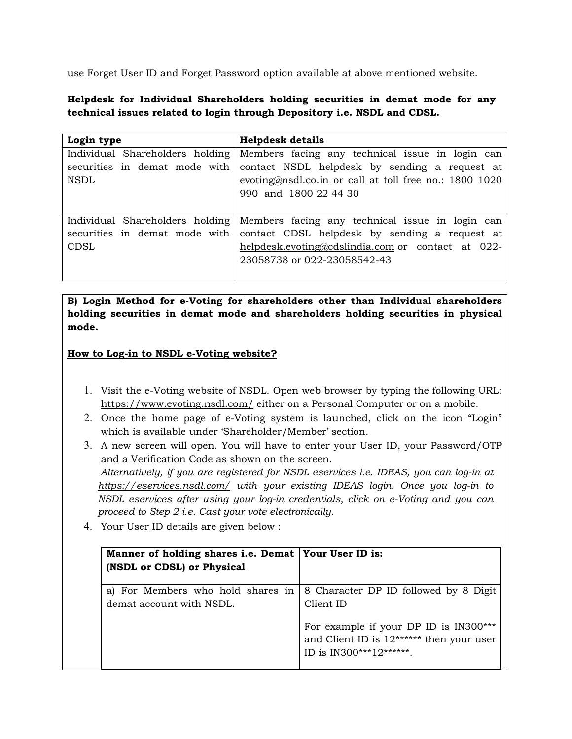use Forget User ID and Forget Password option available at above mentioned website.

**Helpdesk for Individual Shareholders holding securities in demat mode for any technical issues related to login through Depository i.e. NSDL and CDSL.**

| Login type | Helpdesk details |
|---|---|
| Individual Shareholders holding securities in demat mode with NSDL | Members facing any technical issue in login can contact NSDL helpdesk by sending a request at evoting@nsdl.co.in or call at toll free no.: 1800 1020 990 and 1800 22 44 30 |
| Individual Shareholders holding securities in demat mode with CDSL | Members facing any technical issue in login can contact CDSL helpdesk by sending a request at helpdesk.evoting@cdslindia.com or contact at 022-23058738 or 022-23058542-43 |

**B) Login Method for e-Voting for shareholders other than Individual shareholders holding securities in demat mode and shareholders holding securities in physical mode.**

**How to Log-in to NSDL e-Voting website?**

1. Visit the e-Voting website of NSDL. Open web browser by typing the following URL: https://www.evoting.nsdl.com/ either on a Personal Computer or on a mobile.
2. Once the home page of e-Voting system is launched, click on the icon "Login" which is available under 'Shareholder/Member' section.
3. A new screen will open. You will have to enter your User ID, your Password/OTP and a Verification Code as shown on the screen.
   *Alternatively, if you are registered for NSDL eservices i.e. IDEAS, you can log-in at https://eservices.nsdl.com/ with your existing IDEAS login. Once you log-in to NSDL eservices after using your log-in credentials, click on e-Voting and you can proceed to Step 2 i.e. Cast your vote electronically.*
4. Your User ID details are given below :

| Manner of holding shares i.e. Demat (NSDL or CDSL) or Physical | Your User ID is: |
|---|---|
| a) For Members who hold shares in demat account with NSDL. | 8 Character DP ID followed by 8 Digit Client ID<br><br>For example if your DP ID is IN300*** and Client ID is 12****** then your user ID is IN300***12******. |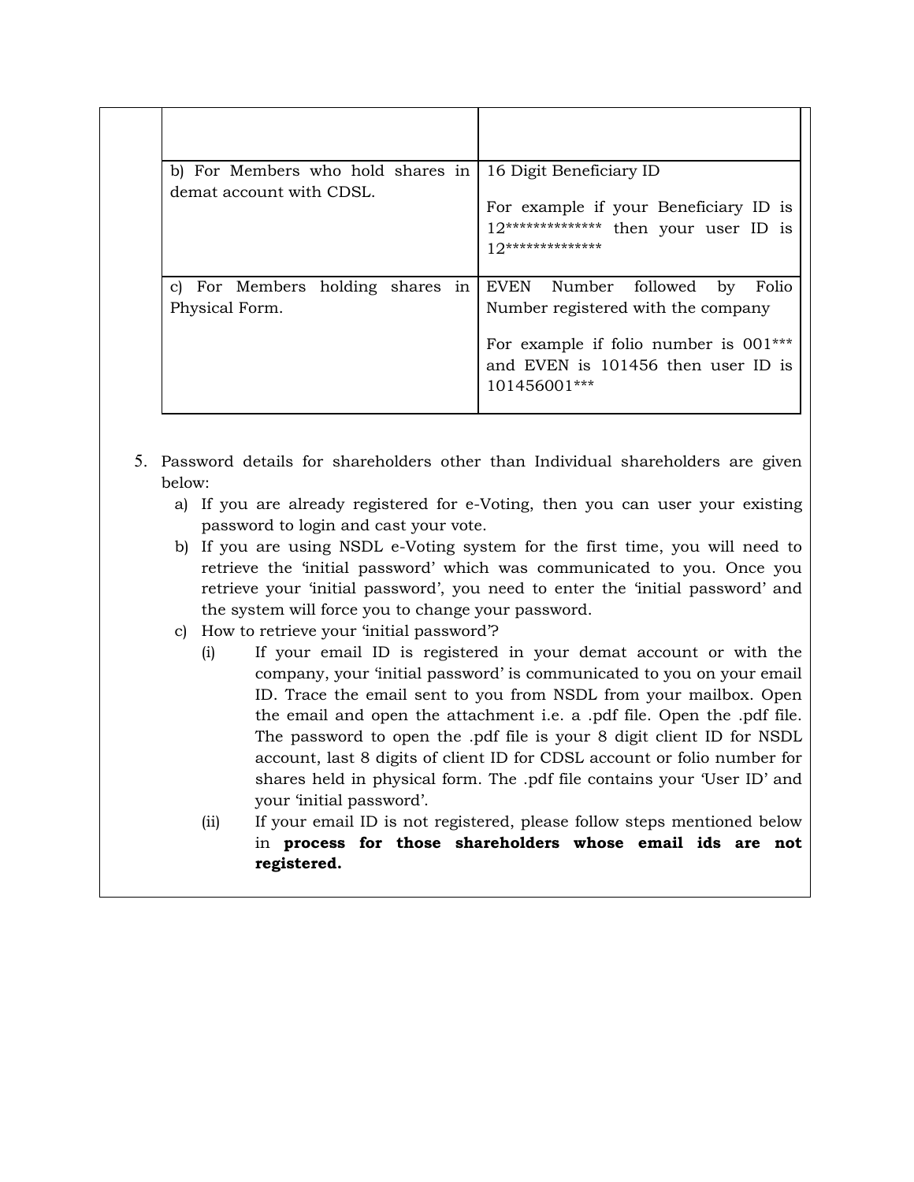| | |
|---|---|
| | |
| b) For Members who hold shares in demat account with CDSL. | 16 Digit Beneficiary ID<br><br>For example if your Beneficiary ID is 12************** then your user ID is 12************** |
| c) For Members holding shares in Physical Form. | EVEN Number followed by Folio Number registered with the company<br><br>For example if folio number is 001*** and EVEN is 101456 then user ID is 101456001*** |

5. Password details for shareholders other than Individual shareholders are given below:
   a) If you are already registered for e-Voting, then you can user your existing password to login and cast your vote.
   b) If you are using NSDL e-Voting system for the first time, you will need to retrieve the 'initial password' which was communicated to you. Once you retrieve your 'initial password', you need to enter the 'initial password' and the system will force you to change your password.
   c) How to retrieve your 'initial password'?
      (i) If your email ID is registered in your demat account or with the company, your 'initial password' is communicated to you on your email ID. Trace the email sent to you from NSDL from your mailbox. Open the email and open the attachment i.e. a .pdf file. Open the .pdf file. The password to open the .pdf file is your 8 digit client ID for NSDL account, last 8 digits of client ID for CDSL account or folio number for shares held in physical form. The .pdf file contains your 'User ID' and your 'initial password'.
      (ii) If your email ID is not registered, please follow steps mentioned below in **process for those shareholders whose email ids are not registered.**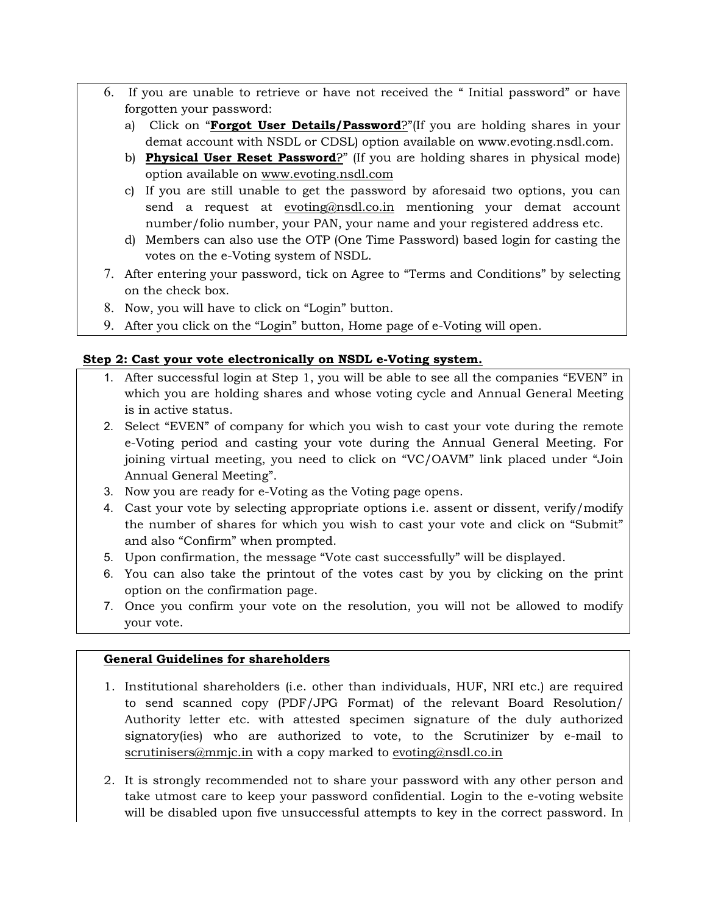6. If you are unable to retrieve or have not received the " Initial password" or have forgotten your password:
   a) Click on "**Forgot User Details/Password**?"(If you are holding shares in your demat account with NSDL or CDSL) option available on www.evoting.nsdl.com.
   b) **Physical User Reset Password**?" (If you are holding shares in physical mode) option available on www.evoting.nsdl.com
   c) If you are still unable to get the password by aforesaid two options, you can send a request at evoting@nsdl.co.in mentioning your demat account number/folio number, your PAN, your name and your registered address etc.
   d) Members can also use the OTP (One Time Password) based login for casting the votes on the e-Voting system of NSDL.
7. After entering your password, tick on Agree to "Terms and Conditions" by selecting on the check box.
8. Now, you will have to click on "Login" button.
9. After you click on the "Login" button, Home page of e-Voting will open.

**Step 2: Cast your vote electronically on NSDL e-Voting system.**

1. After successful login at Step 1, you will be able to see all the companies "EVEN" in which you are holding shares and whose voting cycle and Annual General Meeting is in active status.
2. Select "EVEN" of company for which you wish to cast your vote during the remote e-Voting period and casting your vote during the Annual General Meeting. For joining virtual meeting, you need to click on "VC/OAVM" link placed under "Join Annual General Meeting".
3. Now you are ready for e-Voting as the Voting page opens.
4. Cast your vote by selecting appropriate options i.e. assent or dissent, verify/modify the number of shares for which you wish to cast your vote and click on "Submit" and also "Confirm" when prompted.
5. Upon confirmation, the message "Vote cast successfully" will be displayed.
6. You can also take the printout of the votes cast by you by clicking on the print option on the confirmation page.
7. Once you confirm your vote on the resolution, you will not be allowed to modify your vote.

**General Guidelines for shareholders**

1. Institutional shareholders (i.e. other than individuals, HUF, NRI etc.) are required to send scanned copy (PDF/JPG Format) of the relevant Board Resolution/ Authority letter etc. with attested specimen signature of the duly authorized signatory(ies) who are authorized to vote, to the Scrutinizer by e-mail to scrutinisers@mmjc.in with a copy marked to evoting@nsdl.co.in

2. It is strongly recommended not to share your password with any other person and take utmost care to keep your password confidential. Login to the e-voting website will be disabled upon five unsuccessful attempts to key in the correct password. In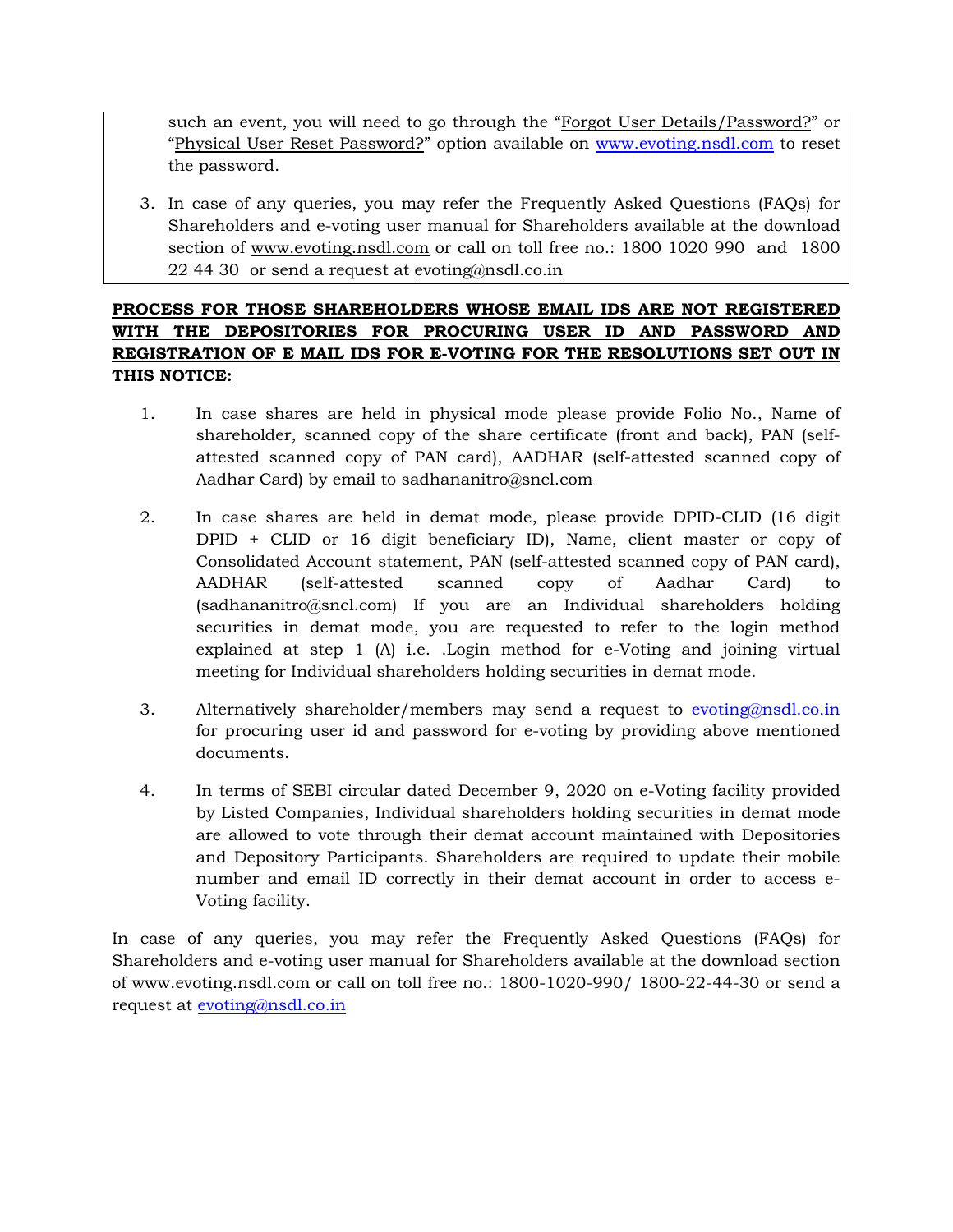such an event, you will need to go through the "Forgot User Details/Password?" or "Physical User Reset Password?" option available on www.evoting.nsdl.com to reset the password.

3. In case of any queries, you may refer the Frequently Asked Questions (FAQs) for Shareholders and e-voting user manual for Shareholders available at the download section of www.evoting.nsdl.com or call on toll free no.: 1800 1020 990 and 1800 22 44 30 or send a request at evoting@nsdl.co.in

**PROCESS FOR THOSE SHAREHOLDERS WHOSE EMAIL IDS ARE NOT REGISTERED WITH THE DEPOSITORIES FOR PROCURING USER ID AND PASSWORD AND REGISTRATION OF E MAIL IDS FOR E-VOTING FOR THE RESOLUTIONS SET OUT IN THIS NOTICE:**

1. In case shares are held in physical mode please provide Folio No., Name of shareholder, scanned copy of the share certificate (front and back), PAN (self-attested scanned copy of PAN card), AADHAR (self-attested scanned copy of Aadhar Card) by email to sadhananitro@sncl.com

2. In case shares are held in demat mode, please provide DPID-CLID (16 digit DPID + CLID or 16 digit beneficiary ID), Name, client master or copy of Consolidated Account statement, PAN (self-attested scanned copy of PAN card), AADHAR (self-attested scanned copy of Aadhar Card) to (sadhananitro@sncl.com) If you are an Individual shareholders holding securities in demat mode, you are requested to refer to the login method explained at step 1 (A) i.e. .Login method for e-Voting and joining virtual meeting for Individual shareholders holding securities in demat mode.

3. Alternatively shareholder/members may send a request to evoting@nsdl.co.in for procuring user id and password for e-voting by providing above mentioned documents.

4. In terms of SEBI circular dated December 9, 2020 on e-Voting facility provided by Listed Companies, Individual shareholders holding securities in demat mode are allowed to vote through their demat account maintained with Depositories and Depository Participants. Shareholders are required to update their mobile number and email ID correctly in their demat account in order to access e-Voting facility.

In case of any queries, you may refer the Frequently Asked Questions (FAQs) for Shareholders and e-voting user manual for Shareholders available at the download section of www.evoting.nsdl.com or call on toll free no.: 1800-1020-990/ 1800-22-44-30 or send a request at evoting@nsdl.co.in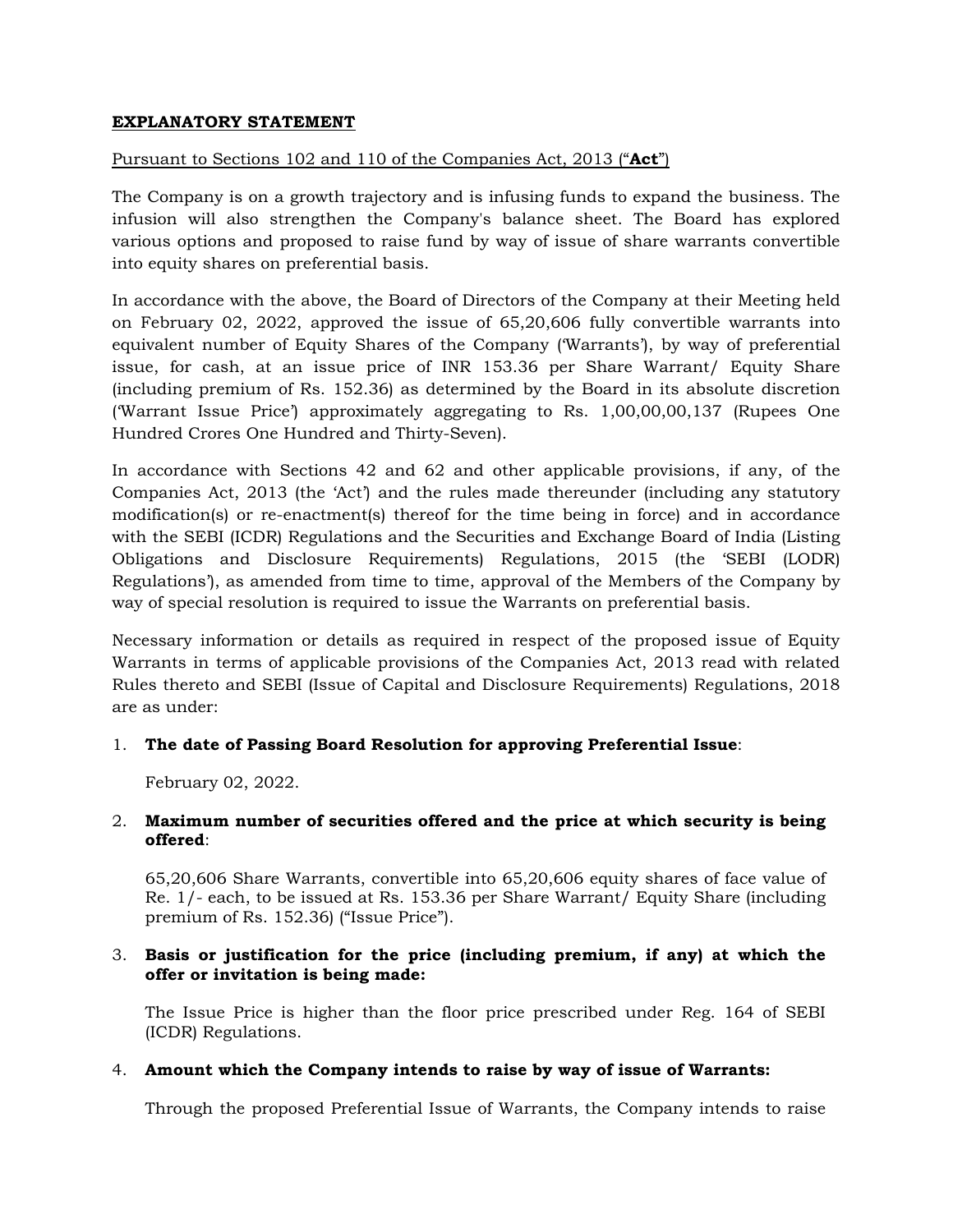**EXPLANATORY STATEMENT**

Pursuant to Sections 102 and 110 of the Companies Act, 2013 (“**Act**”)

The Company is on a growth trajectory and is infusing funds to expand the business. The infusion will also strengthen the Company's balance sheet. The Board has explored various options and proposed to raise fund by way of issue of share warrants convertible into equity shares on preferential basis.

In accordance with the above, the Board of Directors of the Company at their Meeting held on February 02, 2022, approved the issue of 65,20,606 fully convertible warrants into equivalent number of Equity Shares of the Company (‘Warrants’), by way of preferential issue, for cash, at an issue price of INR 153.36 per Share Warrant/ Equity Share (including premium of Rs. 152.36) as determined by the Board in its absolute discretion (‘Warrant Issue Price’) approximately aggregating to Rs. 1,00,00,00,137 (Rupees One Hundred Crores One Hundred and Thirty-Seven).

In accordance with Sections 42 and 62 and other applicable provisions, if any, of the Companies Act, 2013 (the ‘Act’) and the rules made thereunder (including any statutory modification(s) or re-enactment(s) thereof for the time being in force) and in accordance with the SEBI (ICDR) Regulations and the Securities and Exchange Board of India (Listing Obligations and Disclosure Requirements) Regulations, 2015 (the ‘SEBI (LODR) Regulations’), as amended from time to time, approval of the Members of the Company by way of special resolution is required to issue the Warrants on preferential basis.

Necessary information or details as required in respect of the proposed issue of Equity Warrants in terms of applicable provisions of the Companies Act, 2013 read with related Rules thereto and SEBI (Issue of Capital and Disclosure Requirements) Regulations, 2018 are as under:

1. **The date of Passing Board Resolution for approving Preferential Issue**:

   February 02, 2022.

2. **Maximum number of securities offered and the price at which security is being offered**:

   65,20,606 Share Warrants, convertible into 65,20,606 equity shares of face value of Re. 1/- each, to be issued at Rs. 153.36 per Share Warrant/ Equity Share (including premium of Rs. 152.36) (“Issue Price”).

3. **Basis or justification for the price (including premium, if any) at which the offer or invitation is being made:**

   The Issue Price is higher than the floor price prescribed under Reg. 164 of SEBI (ICDR) Regulations.

4. **Amount which the Company intends to raise by way of issue of Warrants:**

   Through the proposed Preferential Issue of Warrants, the Company intends to raise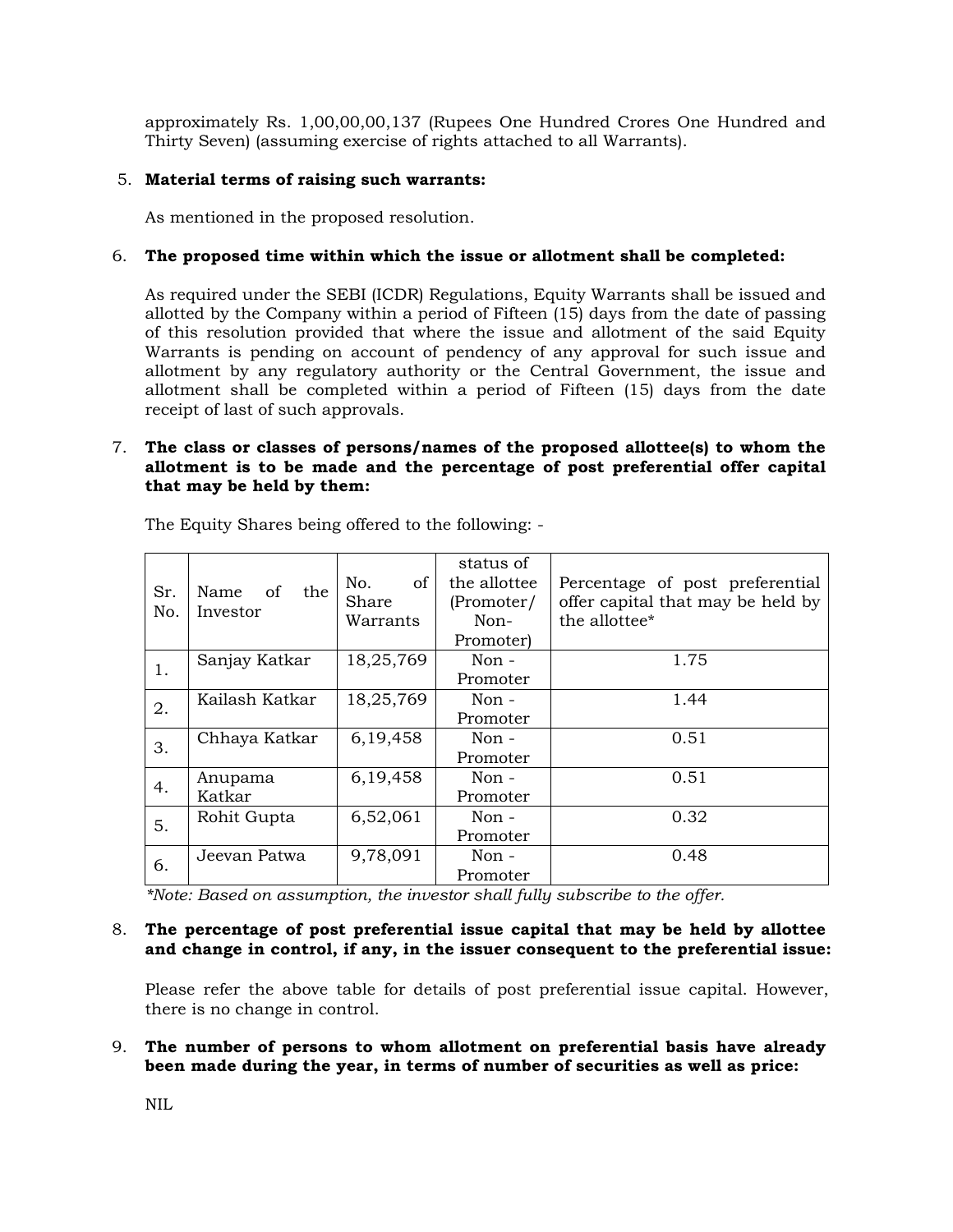approximately Rs. 1,00,00,00,137 (Rupees One Hundred Crores One Hundred and Thirty Seven) (assuming exercise of rights attached to all Warrants).

5. **Material terms of raising such warrants:**

   As mentioned in the proposed resolution.

6. **The proposed time within which the issue or allotment shall be completed:**

   As required under the SEBI (ICDR) Regulations, Equity Warrants shall be issued and allotted by the Company within a period of Fifteen (15) days from the date of passing of this resolution provided that where the issue and allotment of the said Equity Warrants is pending on account of pendency of any approval for such issue and allotment by any regulatory authority or the Central Government, the issue and allotment shall be completed within a period of Fifteen (15) days from the date receipt of last of such approvals.

7. **The class or classes of persons/names of the proposed allottee(s) to whom the allotment is to be made and the percentage of post preferential offer capital that may be held by them:**

   The Equity Shares being offered to the following: -

| Sr. No. | Name of the Investor | No. of Share Warrants | status of the allottee (Promoter/ Non-Promoter) | Percentage of post preferential offer capital that may be held by the allottee* |
|---|---|---|---|---|
| 1. | Sanjay Katkar | 18,25,769 | Non - Promoter | 1.75 |
| 2. | Kailash Katkar | 18,25,769 | Non - Promoter | 1.44 |
| 3. | Chhaya Katkar | 6,19,458 | Non - Promoter | 0.51 |
| 4. | Anupama Katkar | 6,19,458 | Non - Promoter | 0.51 |
| 5. | Rohit Gupta | 6,52,061 | Non - Promoter | 0.32 |
| 6. | Jeevan Patwa | 9,78,091 | Non - Promoter | 0.48 |

*\*Note: Based on assumption, the investor shall fully subscribe to the offer.*

8. **The percentage of post preferential issue capital that may be held by allottee and change in control, if any, in the issuer consequent to the preferential issue:**

   Please refer the above table for details of post preferential issue capital. However, there is no change in control.

9. **The number of persons to whom allotment on preferential basis have already been made during the year, in terms of number of securities as well as price:**

   NIL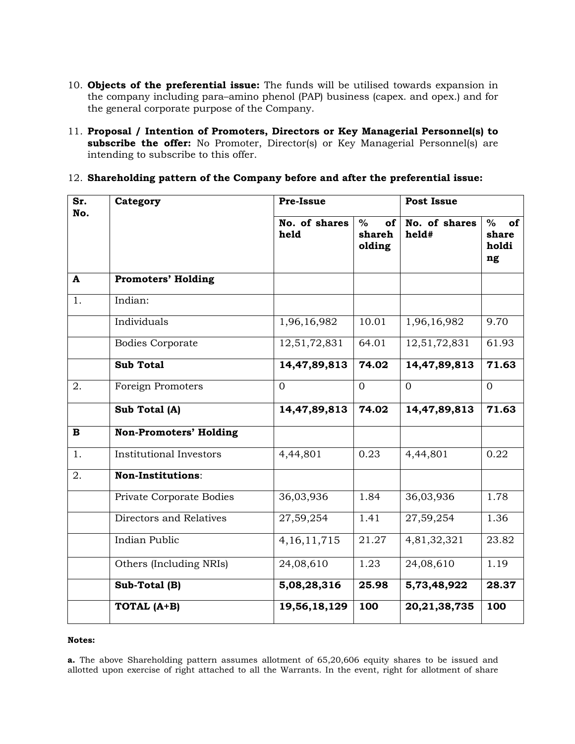10. **Objects of the preferential issue:** The funds will be utilised towards expansion in the company including para–amino phenol (PAP) business (capex. and opex.) and for the general corporate purpose of the Company.

11. **Proposal / Intention of Promoters, Directors or Key Managerial Personnel(s) to subscribe the offer:** No Promoter, Director(s) or Key Managerial Personnel(s) are intending to subscribe to this offer.

12. **Shareholding pattern of the Company before and after the preferential issue:**

| Sr. No. | Category | Pre-Issue | | Post Issue | |
|---|---|---|---|---|---|
| | | **No. of shares held** | **% of shareholding** | **No. of shares held#** | **% of shareholding** |
| **A** | **Promoters' Holding** | | | | |
| 1. | Indian: | | | | |
| | Individuals | 1,96,16,982 | 10.01 | 1,96,16,982 | 9.70 |
| | Bodies Corporate | 12,51,72,831 | 64.01 | 12,51,72,831 | 61.93 |
| | **Sub Total** | **14,47,89,813** | **74.02** | **14,47,89,813** | **71.63** |
| 2. | Foreign Promoters | 0 | 0 | 0 | 0 |
| | **Sub Total (A)** | **14,47,89,813** | **74.02** | **14,47,89,813** | **71.63** |
| **B** | **Non-Promoters' Holding** | | | | |
| 1. | Institutional Investors | 4,44,801 | 0.23 | 4,44,801 | 0.22 |
| 2. | **Non-Institutions**: | | | | |
| | Private Corporate Bodies | 36,03,936 | 1.84 | 36,03,936 | 1.78 |
| | Directors and Relatives | 27,59,254 | 1.41 | 27,59,254 | 1.36 |
| | Indian Public | 4,16,11,715 | 21.27 | 4,81,32,321 | 23.82 |
| | Others (Including NRIs) | 24,08,610 | 1.23 | 24,08,610 | 1.19 |
| | **Sub-Total (B)** | **5,08,28,316** | **25.98** | **5,73,48,922** | **28.37** |
| | **TOTAL (A+B)** | **19,56,18,129** | **100** | **20,21,38,735** | **100** |

**Notes:**

**a.** The above Shareholding pattern assumes allotment of 65,20,606 equity shares to be issued and allotted upon exercise of right attached to all the Warrants. In the event, right for allotment of share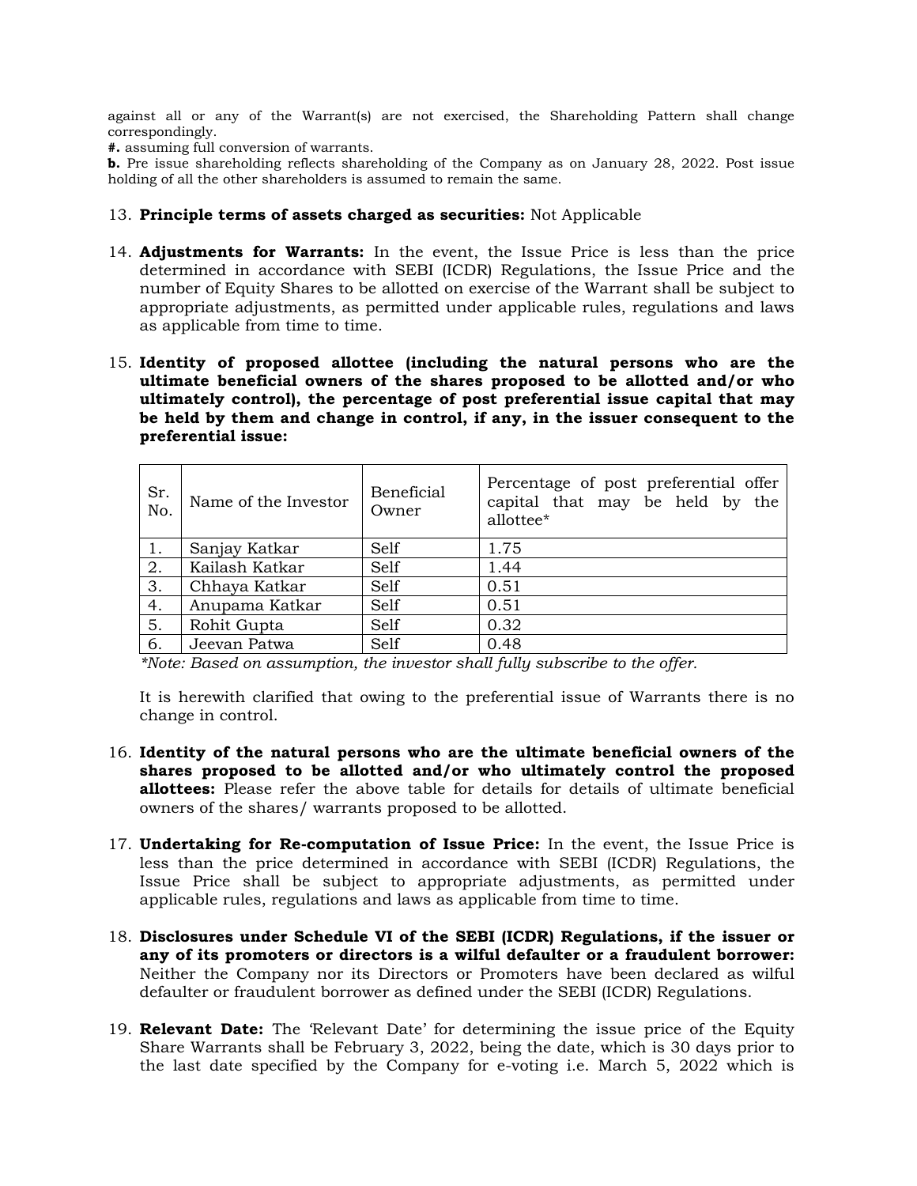against all or any of the Warrant(s) are not exercised, the Shareholding Pattern shall change correspondingly.

**#.** assuming full conversion of warrants.

**b.** Pre issue shareholding reflects shareholding of the Company as on January 28, 2022. Post issue holding of all the other shareholders is assumed to remain the same.

13. **Principle terms of assets charged as securities:** Not Applicable

14. **Adjustments for Warrants:** In the event, the Issue Price is less than the price determined in accordance with SEBI (ICDR) Regulations, the Issue Price and the number of Equity Shares to be allotted on exercise of the Warrant shall be subject to appropriate adjustments, as permitted under applicable rules, regulations and laws as applicable from time to time.

15. **Identity of proposed allottee (including the natural persons who are the ultimate beneficial owners of the shares proposed to be allotted and/or who ultimately control), the percentage of post preferential issue capital that may be held by them and change in control, if any, in the issuer consequent to the preferential issue:**

| Sr. No. | Name of the Investor | Beneficial Owner | Percentage of post preferential offer capital that may be held by the allottee* |
|---|---|---|---|
| 1. | Sanjay Katkar | Self | 1.75 |
| 2. | Kailash Katkar | Self | 1.44 |
| 3. | Chhaya Katkar | Self | 0.51 |
| 4. | Anupama Katkar | Self | 0.51 |
| 5. | Rohit Gupta | Self | 0.32 |
| 6. | Jeevan Patwa | Self | 0.48 |

*\*Note: Based on assumption, the investor shall fully subscribe to the offer.*

It is herewith clarified that owing to the preferential issue of Warrants there is no change in control.

16. **Identity of the natural persons who are the ultimate beneficial owners of the shares proposed to be allotted and/or who ultimately control the proposed allottees:** Please refer the above table for details for details of ultimate beneficial owners of the shares/ warrants proposed to be allotted.

17. **Undertaking for Re-computation of Issue Price:** In the event, the Issue Price is less than the price determined in accordance with SEBI (ICDR) Regulations, the Issue Price shall be subject to appropriate adjustments, as permitted under applicable rules, regulations and laws as applicable from time to time.

18. **Disclosures under Schedule VI of the SEBI (ICDR) Regulations, if the issuer or any of its promoters or directors is a wilful defaulter or a fraudulent borrower:** Neither the Company nor its Directors or Promoters have been declared as wilful defaulter or fraudulent borrower as defined under the SEBI (ICDR) Regulations.

19. **Relevant Date:** The 'Relevant Date' for determining the issue price of the Equity Share Warrants shall be February 3, 2022, being the date, which is 30 days prior to the last date specified by the Company for e-voting i.e. March 5, 2022 which is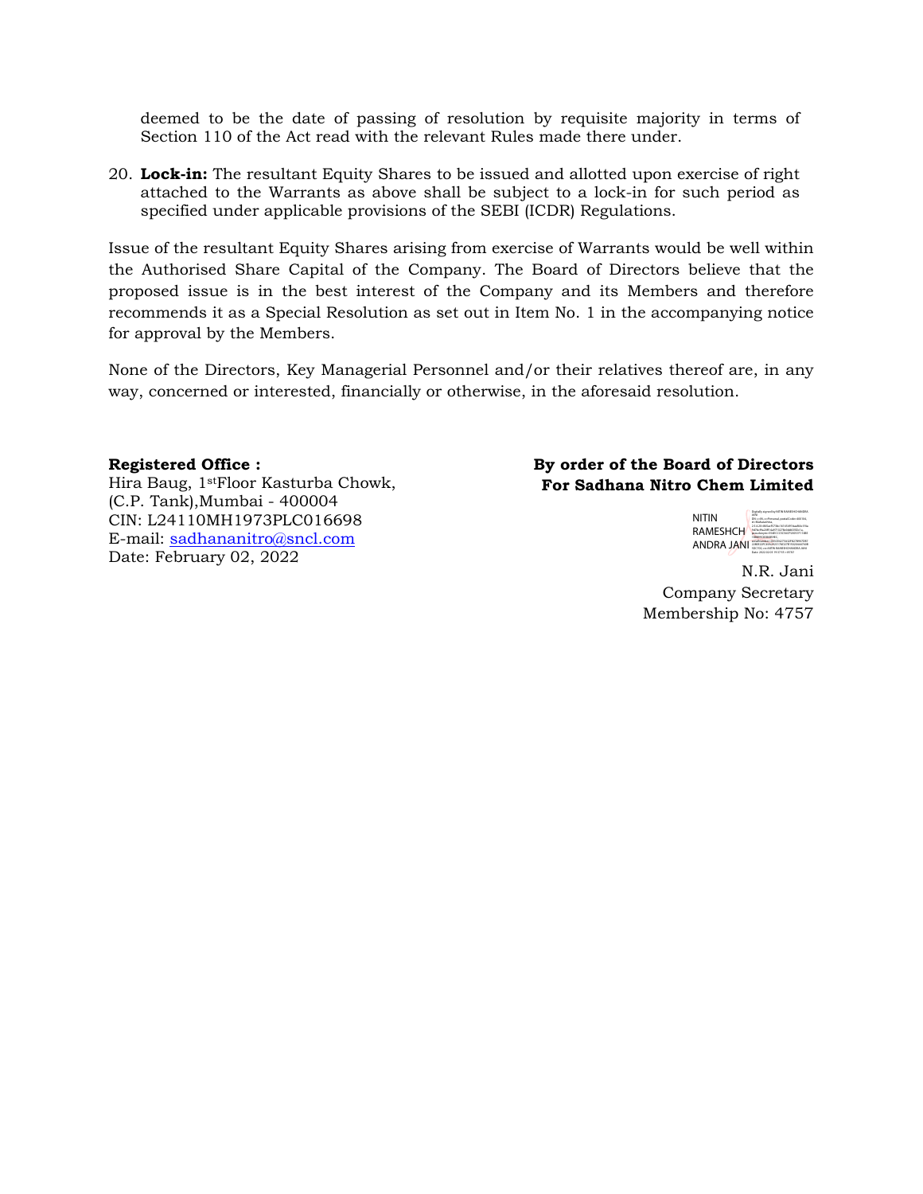deemed to be the date of passing of resolution by requisite majority in terms of Section 110 of the Act read with the relevant Rules made there under.

20. **Lock-in:** The resultant Equity Shares to be issued and allotted upon exercise of right attached to the Warrants as above shall be subject to a lock-in for such period as specified under applicable provisions of the SEBI (ICDR) Regulations.

Issue of the resultant Equity Shares arising from exercise of Warrants would be well within the Authorised Share Capital of the Company. The Board of Directors believe that the proposed issue is in the best interest of the Company and its Members and therefore recommends it as a Special Resolution as set out in Item No. 1 in the accompanying notice for approval by the Members.

None of the Directors, Key Managerial Personnel and/or their relatives thereof are, in any way, concerned or interested, financially or otherwise, in the aforesaid resolution.

**Registered Office :**
Hira Baug, 1st Floor Kasturba Chowk,
(C.P. Tank),Mumbai - 400004
CIN: L24110MH1973PLC016698
E-mail: sadhananitro@sncl.com
Date: February 02, 2022

**By order of the Board of Directors**
**For Sadhana Nitro Chem Limited**

NITIN RAMESHCHANDRA JANI

N.R. Jani
Company Secretary
Membership No: 4757